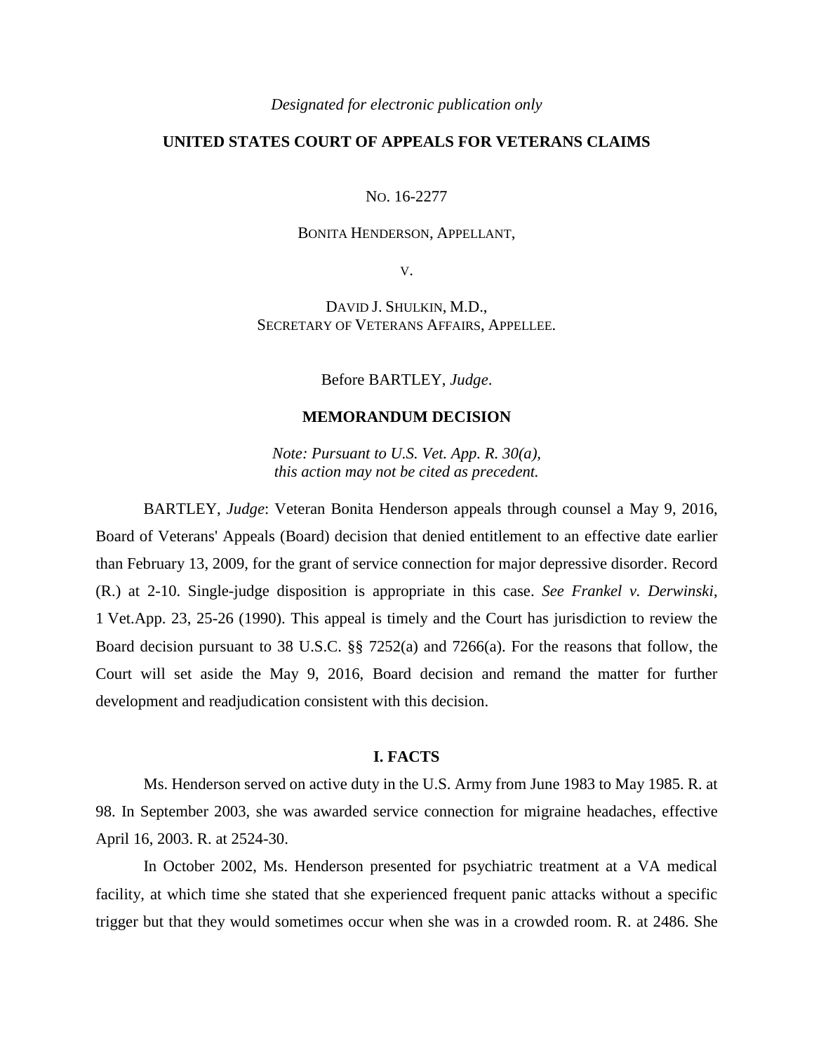*Designated for electronic publication only*

**UNITED STATES COURT OF APPEALS FOR VETERANS CLAIMS**

NO. 16-2277

BONITA HENDERSON, APPELLANT,

V.

DAVID J. SHULKIN, M.D.,
SECRETARY OF VETERANS AFFAIRS, APPELLEE.

Before BARTLEY, *Judge*.

**MEMORANDUM DECISION**

*Note: Pursuant to U.S. Vet. App. R. 30(a), this action may not be cited as precedent.*

BARTLEY, *Judge*: Veteran Bonita Henderson appeals through counsel a May 9, 2016, Board of Veterans' Appeals (Board) decision that denied entitlement to an effective date earlier than February 13, 2009, for the grant of service connection for major depressive disorder. Record (R.) at 2-10. Single-judge disposition is appropriate in this case. *See Frankel v. Derwinski*, 1 Vet.App. 23, 25-26 (1990). This appeal is timely and the Court has jurisdiction to review the Board decision pursuant to 38 U.S.C. §§ 7252(a) and 7266(a). For the reasons that follow, the Court will set aside the May 9, 2016, Board decision and remand the matter for further development and readjudication consistent with this decision.

**I. FACTS**

Ms. Henderson served on active duty in the U.S. Army from June 1983 to May 1985. R. at 98. In September 2003, she was awarded service connection for migraine headaches, effective April 16, 2003. R. at 2524-30.

In October 2002, Ms. Henderson presented for psychiatric treatment at a VA medical facility, at which time she stated that she experienced frequent panic attacks without a specific trigger but that they would sometimes occur when she was in a crowded room. R. at 2486. She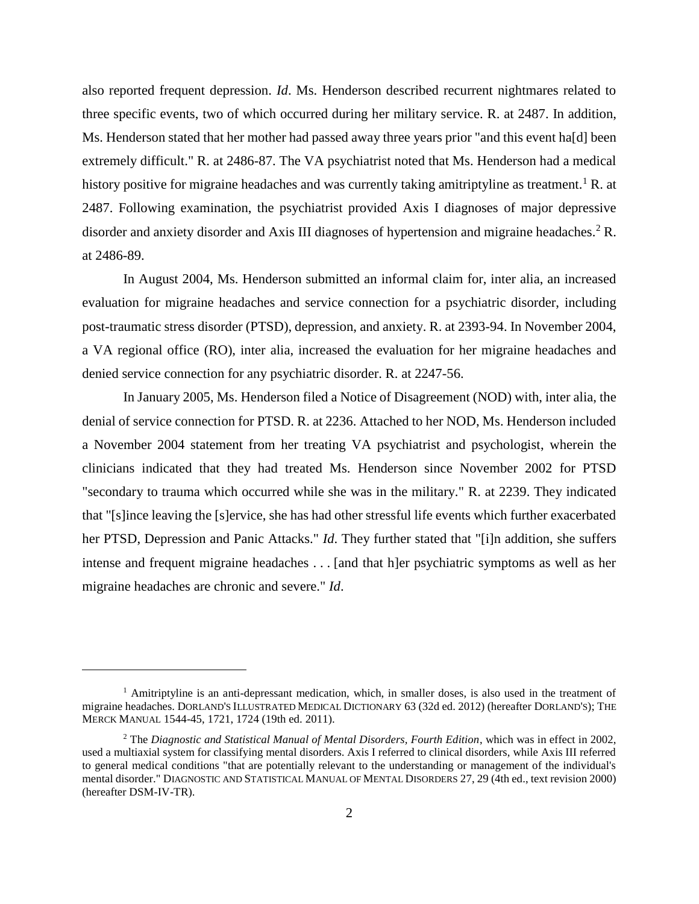also reported frequent depression. *Id*. Ms. Henderson described recurrent nightmares related to three specific events, two of which occurred during her military service. R. at 2487. In addition, Ms. Henderson stated that her mother had passed away three years prior "and this event ha[d] been extremely difficult." R. at 2486-87. The VA psychiatrist noted that Ms. Henderson had a medical history positive for migraine headaches and was currently taking amitriptyline as treatment.[1] R. at 2487. Following examination, the psychiatrist provided Axis I diagnoses of major depressive disorder and anxiety disorder and Axis III diagnoses of hypertension and migraine headaches.[2] R. at 2486-89.

In August 2004, Ms. Henderson submitted an informal claim for, inter alia, an increased evaluation for migraine headaches and service connection for a psychiatric disorder, including post-traumatic stress disorder (PTSD), depression, and anxiety. R. at 2393-94. In November 2004, a VA regional office (RO), inter alia, increased the evaluation for her migraine headaches and denied service connection for any psychiatric disorder. R. at 2247-56.

In January 2005, Ms. Henderson filed a Notice of Disagreement (NOD) with, inter alia, the denial of service connection for PTSD. R. at 2236. Attached to her NOD, Ms. Henderson included a November 2004 statement from her treating VA psychiatrist and psychologist, wherein the clinicians indicated that they had treated Ms. Henderson since November 2002 for PTSD "secondary to trauma which occurred while she was in the military." R. at 2239. They indicated that "[s]ince leaving the [s]ervice, she has had other stressful life events which further exacerbated her PTSD, Depression and Panic Attacks." *Id*. They further stated that "[i]n addition, she suffers intense and frequent migraine headaches . . . [and that h]er psychiatric symptoms as well as her migraine headaches are chronic and severe." *Id*.

---

[1] Amitriptyline is an anti-depressant medication, which, in smaller doses, is also used in the treatment of migraine headaches. DORLAND'S ILLUSTRATED MEDICAL DICTIONARY 63 (32d ed. 2012) (hereafter DORLAND'S); THE MERCK MANUAL 1544-45, 1721, 1724 (19th ed. 2011).

[2] The *Diagnostic and Statistical Manual of Mental Disorders, Fourth Edition*, which was in effect in 2002, used a multiaxial system for classifying mental disorders. Axis I referred to clinical disorders, while Axis III referred to general medical conditions "that are potentially relevant to the understanding or management of the individual's mental disorder." DIAGNOSTIC AND STATISTICAL MANUAL OF MENTAL DISORDERS 27, 29 (4th ed., text revision 2000) (hereafter DSM-IV-TR).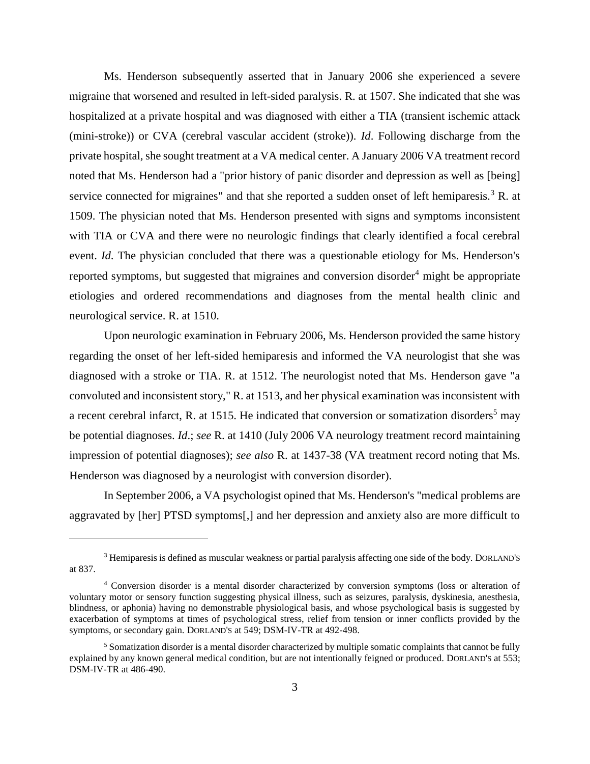Ms. Henderson subsequently asserted that in January 2006 she experienced a severe migraine that worsened and resulted in left-sided paralysis. R. at 1507. She indicated that she was hospitalized at a private hospital and was diagnosed with either a TIA (transient ischemic attack (mini-stroke)) or CVA (cerebral vascular accident (stroke)). *Id*. Following discharge from the private hospital, she sought treatment at a VA medical center. A January 2006 VA treatment record noted that Ms. Henderson had a "prior history of panic disorder and depression as well as [being] service connected for migraines" and that she reported a sudden onset of left hemiparesis.[3] R. at 1509. The physician noted that Ms. Henderson presented with signs and symptoms inconsistent with TIA or CVA and there were no neurologic findings that clearly identified a focal cerebral event. *Id*. The physician concluded that there was a questionable etiology for Ms. Henderson's reported symptoms, but suggested that migraines and conversion disorder[4] might be appropriate etiologies and ordered recommendations and diagnoses from the mental health clinic and neurological service. R. at 1510.

Upon neurologic examination in February 2006, Ms. Henderson provided the same history regarding the onset of her left-sided hemiparesis and informed the VA neurologist that she was diagnosed with a stroke or TIA. R. at 1512. The neurologist noted that Ms. Henderson gave "a convoluted and inconsistent story," R. at 1513, and her physical examination was inconsistent with a recent cerebral infarct, R. at 1515. He indicated that conversion or somatization disorders[5] may be potential diagnoses. *Id*.; *see* R. at 1410 (July 2006 VA neurology treatment record maintaining impression of potential diagnoses); *see also* R. at 1437-38 (VA treatment record noting that Ms. Henderson was diagnosed by a neurologist with conversion disorder).

In September 2006, a VA psychologist opined that Ms. Henderson's "medical problems are aggravated by [her] PTSD symptoms[,] and her depression and anxiety also are more difficult to

---

[3] Hemiparesis is defined as muscular weakness or partial paralysis affecting one side of the body. DORLAND'S at 837.

[4] Conversion disorder is a mental disorder characterized by conversion symptoms (loss or alteration of voluntary motor or sensory function suggesting physical illness, such as seizures, paralysis, dyskinesia, anesthesia, blindness, or aphonia) having no demonstrable physiological basis, and whose psychological basis is suggested by exacerbation of symptoms at times of psychological stress, relief from tension or inner conflicts provided by the symptoms, or secondary gain. DORLAND'S at 549; DSM-IV-TR at 492-498.

[5] Somatization disorder is a mental disorder characterized by multiple somatic complaints that cannot be fully explained by any known general medical condition, but are not intentionally feigned or produced. DORLAND'S at 553; DSM-IV-TR at 486-490.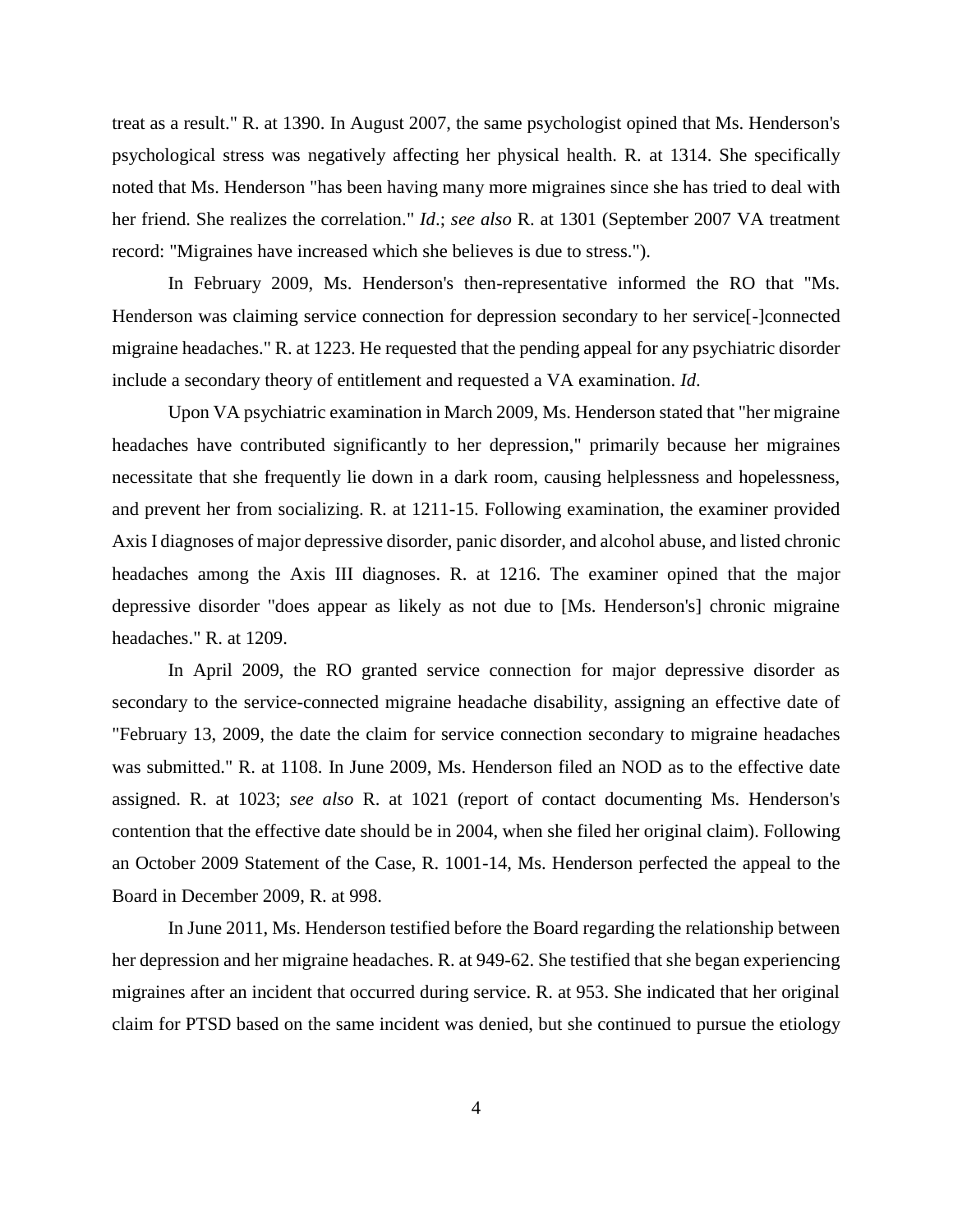treat as a result." R. at 1390. In August 2007, the same psychologist opined that Ms. Henderson's psychological stress was negatively affecting her physical health. R. at 1314. She specifically noted that Ms. Henderson "has been having many more migraines since she has tried to deal with her friend. She realizes the correlation." *Id*.; *see also* R. at 1301 (September 2007 VA treatment record: "Migraines have increased which she believes is due to stress.").

In February 2009, Ms. Henderson's then-representative informed the RO that "Ms. Henderson was claiming service connection for depression secondary to her service[-]connected migraine headaches." R. at 1223. He requested that the pending appeal for any psychiatric disorder include a secondary theory of entitlement and requested a VA examination. *Id*.

Upon VA psychiatric examination in March 2009, Ms. Henderson stated that "her migraine headaches have contributed significantly to her depression," primarily because her migraines necessitate that she frequently lie down in a dark room, causing helplessness and hopelessness, and prevent her from socializing. R. at 1211-15. Following examination, the examiner provided Axis I diagnoses of major depressive disorder, panic disorder, and alcohol abuse, and listed chronic headaches among the Axis III diagnoses. R. at 1216. The examiner opined that the major depressive disorder "does appear as likely as not due to [Ms. Henderson's] chronic migraine headaches." R. at 1209.

In April 2009, the RO granted service connection for major depressive disorder as secondary to the service-connected migraine headache disability, assigning an effective date of "February 13, 2009, the date the claim for service connection secondary to migraine headaches was submitted." R. at 1108. In June 2009, Ms. Henderson filed an NOD as to the effective date assigned. R. at 1023; *see also* R. at 1021 (report of contact documenting Ms. Henderson's contention that the effective date should be in 2004, when she filed her original claim). Following an October 2009 Statement of the Case, R. 1001-14, Ms. Henderson perfected the appeal to the Board in December 2009, R. at 998.

In June 2011, Ms. Henderson testified before the Board regarding the relationship between her depression and her migraine headaches. R. at 949-62. She testified that she began experiencing migraines after an incident that occurred during service. R. at 953. She indicated that her original claim for PTSD based on the same incident was denied, but she continued to pursue the etiology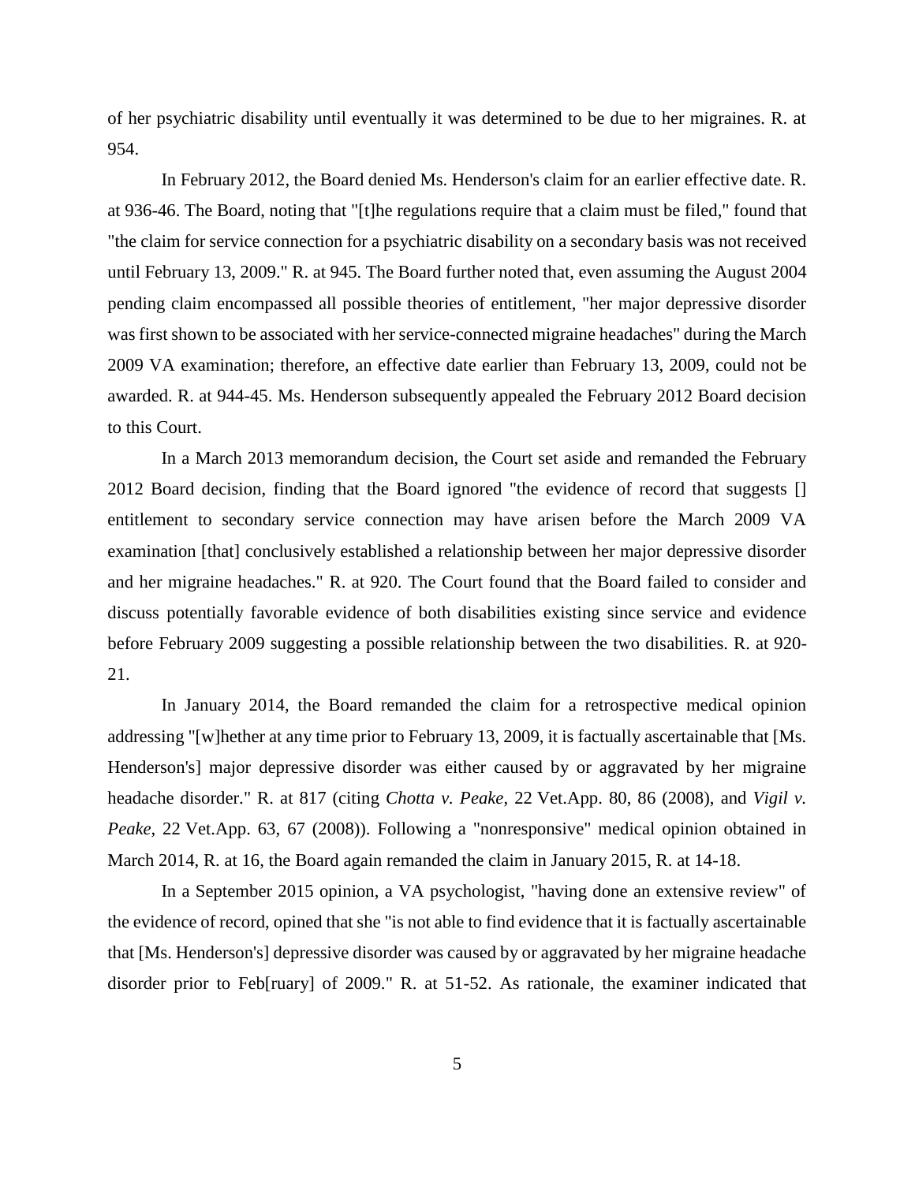of her psychiatric disability until eventually it was determined to be due to her migraines. R. at 954.

In February 2012, the Board denied Ms. Henderson's claim for an earlier effective date. R. at 936-46. The Board, noting that "[t]he regulations require that a claim must be filed," found that "the claim for service connection for a psychiatric disability on a secondary basis was not received until February 13, 2009." R. at 945. The Board further noted that, even assuming the August 2004 pending claim encompassed all possible theories of entitlement, "her major depressive disorder was first shown to be associated with her service-connected migraine headaches" during the March 2009 VA examination; therefore, an effective date earlier than February 13, 2009, could not be awarded. R. at 944-45. Ms. Henderson subsequently appealed the February 2012 Board decision to this Court.

In a March 2013 memorandum decision, the Court set aside and remanded the February 2012 Board decision, finding that the Board ignored "the evidence of record that suggests [] entitlement to secondary service connection may have arisen before the March 2009 VA examination [that] conclusively established a relationship between her major depressive disorder and her migraine headaches." R. at 920. The Court found that the Board failed to consider and discuss potentially favorable evidence of both disabilities existing since service and evidence before February 2009 suggesting a possible relationship between the two disabilities. R. at 920-21.

In January 2014, the Board remanded the claim for a retrospective medical opinion addressing "[w]hether at any time prior to February 13, 2009, it is factually ascertainable that [Ms. Henderson's] major depressive disorder was either caused by or aggravated by her migraine headache disorder." R. at 817 (citing *Chotta v. Peake*, 22 Vet.App. 80, 86 (2008), and *Vigil v. Peake*, 22 Vet.App. 63, 67 (2008)). Following a "nonresponsive" medical opinion obtained in March 2014, R. at 16, the Board again remanded the claim in January 2015, R. at 14-18.

In a September 2015 opinion, a VA psychologist, "having done an extensive review" of the evidence of record, opined that she "is not able to find evidence that it is factually ascertainable that [Ms. Henderson's] depressive disorder was caused by or aggravated by her migraine headache disorder prior to Feb[ruary] of 2009." R. at 51-52. As rationale, the examiner indicated that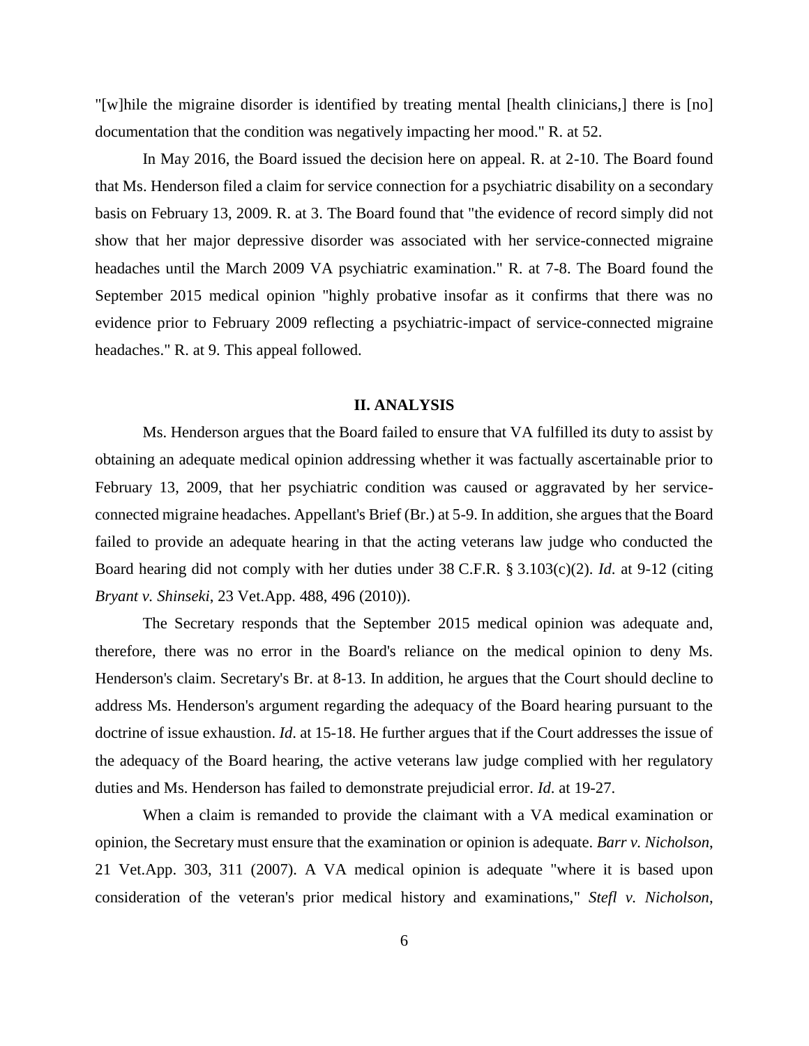"[w]hile the migraine disorder is identified by treating mental [health clinicians,] there is [no] documentation that the condition was negatively impacting her mood." R. at 52.

In May 2016, the Board issued the decision here on appeal. R. at 2-10. The Board found that Ms. Henderson filed a claim for service connection for a psychiatric disability on a secondary basis on February 13, 2009. R. at 3. The Board found that "the evidence of record simply did not show that her major depressive disorder was associated with her service-connected migraine headaches until the March 2009 VA psychiatric examination." R. at 7-8. The Board found the September 2015 medical opinion "highly probative insofar as it confirms that there was no evidence prior to February 2009 reflecting a psychiatric-impact of service-connected migraine headaches." R. at 9. This appeal followed.

## II. ANALYSIS

Ms. Henderson argues that the Board failed to ensure that VA fulfilled its duty to assist by obtaining an adequate medical opinion addressing whether it was factually ascertainable prior to February 13, 2009, that her psychiatric condition was caused or aggravated by her service-connected migraine headaches. Appellant's Brief (Br.) at 5-9. In addition, she argues that the Board failed to provide an adequate hearing in that the acting veterans law judge who conducted the Board hearing did not comply with her duties under 38 C.F.R. § 3.103(c)(2). *Id*. at 9-12 (citing *Bryant v. Shinseki*, 23 Vet.App. 488, 496 (2010)).

The Secretary responds that the September 2015 medical opinion was adequate and, therefore, there was no error in the Board's reliance on the medical opinion to deny Ms. Henderson's claim. Secretary's Br. at 8-13. In addition, he argues that the Court should decline to address Ms. Henderson's argument regarding the adequacy of the Board hearing pursuant to the doctrine of issue exhaustion. *Id*. at 15-18. He further argues that if the Court addresses the issue of the adequacy of the Board hearing, the active veterans law judge complied with her regulatory duties and Ms. Henderson has failed to demonstrate prejudicial error. *Id*. at 19-27.

When a claim is remanded to provide the claimant with a VA medical examination or opinion, the Secretary must ensure that the examination or opinion is adequate. *Barr v. Nicholson*, 21 Vet.App. 303, 311 (2007). A VA medical opinion is adequate "where it is based upon consideration of the veteran's prior medical history and examinations," *Stefl v. Nicholson*,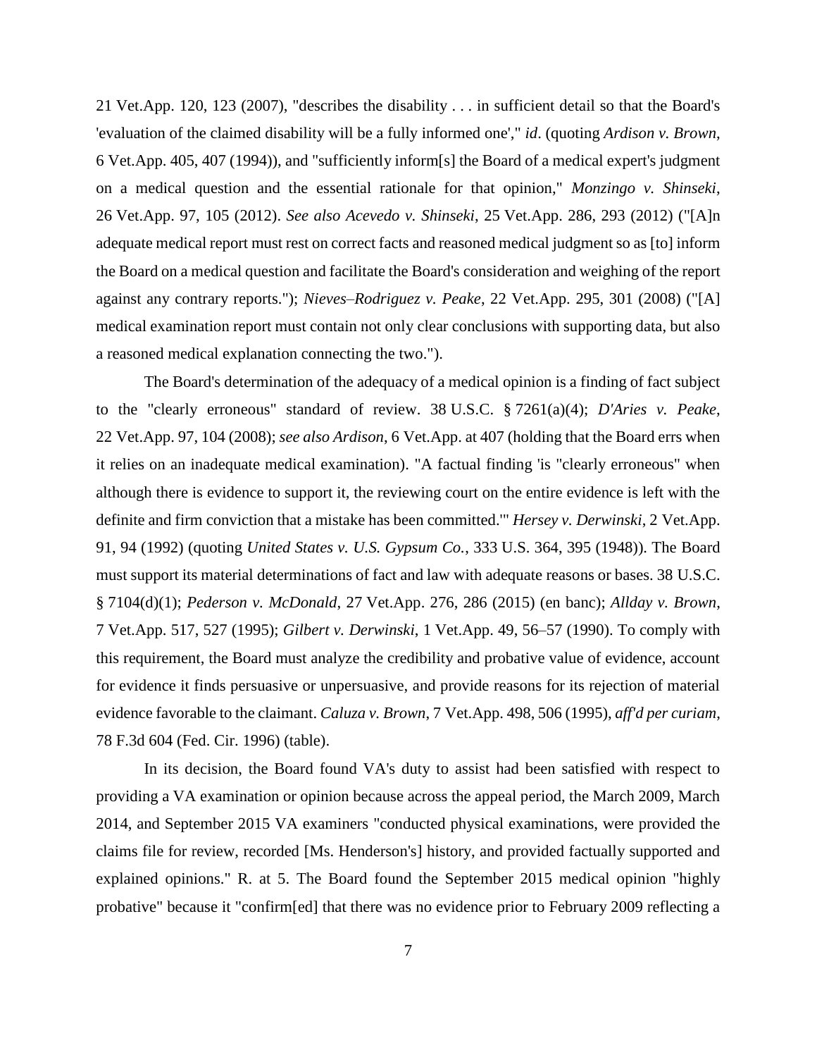21 Vet.App. 120, 123 (2007), "describes the disability . . . in sufficient detail so that the Board's 'evaluation of the claimed disability will be a fully informed one'," *id*. (quoting *Ardison v. Brown*, 6 Vet.App. 405, 407 (1994)), and "sufficiently inform[s] the Board of a medical expert's judgment on a medical question and the essential rationale for that opinion," *Monzingo v. Shinseki*, 26 Vet.App. 97, 105 (2012). *See also Acevedo v. Shinseki*, 25 Vet.App. 286, 293 (2012) ("[A]n adequate medical report must rest on correct facts and reasoned medical judgment so as [to] inform the Board on a medical question and facilitate the Board's consideration and weighing of the report against any contrary reports."); *Nieves–Rodriguez v. Peake*, 22 Vet.App. 295, 301 (2008) ("[A] medical examination report must contain not only clear conclusions with supporting data, but also a reasoned medical explanation connecting the two.").

The Board's determination of the adequacy of a medical opinion is a finding of fact subject to the "clearly erroneous" standard of review. 38 U.S.C. § 7261(a)(4); *D'Aries v. Peake*, 22 Vet.App. 97, 104 (2008); *see also Ardison*, 6 Vet.App. at 407 (holding that the Board errs when it relies on an inadequate medical examination). "A factual finding 'is "clearly erroneous" when although there is evidence to support it, the reviewing court on the entire evidence is left with the definite and firm conviction that a mistake has been committed.'" *Hersey v. Derwinski*, 2 Vet.App. 91, 94 (1992) (quoting *United States v. U.S. Gypsum Co.*, 333 U.S. 364, 395 (1948)). The Board must support its material determinations of fact and law with adequate reasons or bases. 38 U.S.C. § 7104(d)(1); *Pederson v. McDonald*, 27 Vet.App. 276, 286 (2015) (en banc); *Allday v. Brown*, 7 Vet.App. 517, 527 (1995); *Gilbert v. Derwinski*, 1 Vet.App. 49, 56–57 (1990). To comply with this requirement, the Board must analyze the credibility and probative value of evidence, account for evidence it finds persuasive or unpersuasive, and provide reasons for its rejection of material evidence favorable to the claimant. *Caluza v. Brown*, 7 Vet.App. 498, 506 (1995), *aff'd per curiam*, 78 F.3d 604 (Fed. Cir. 1996) (table).

In its decision, the Board found VA's duty to assist had been satisfied with respect to providing a VA examination or opinion because across the appeal period, the March 2009, March 2014, and September 2015 VA examiners "conducted physical examinations, were provided the claims file for review, recorded [Ms. Henderson's] history, and provided factually supported and explained opinions." R. at 5. The Board found the September 2015 medical opinion "highly probative" because it "confirm[ed] that there was no evidence prior to February 2009 reflecting a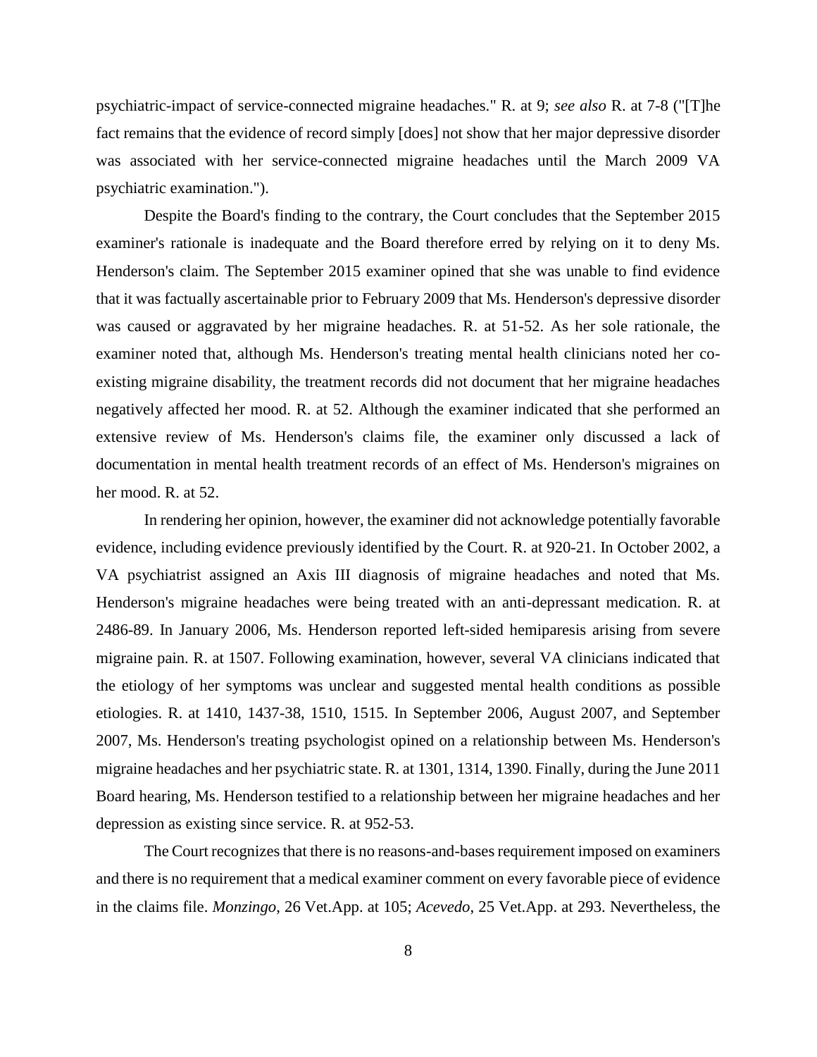psychiatric-impact of service-connected migraine headaches." R. at 9; *see also* R. at 7-8 ("[T]he fact remains that the evidence of record simply [does] not show that her major depressive disorder was associated with her service-connected migraine headaches until the March 2009 VA psychiatric examination.").

Despite the Board's finding to the contrary, the Court concludes that the September 2015 examiner's rationale is inadequate and the Board therefore erred by relying on it to deny Ms. Henderson's claim. The September 2015 examiner opined that she was unable to find evidence that it was factually ascertainable prior to February 2009 that Ms. Henderson's depressive disorder was caused or aggravated by her migraine headaches. R. at 51-52. As her sole rationale, the examiner noted that, although Ms. Henderson's treating mental health clinicians noted her co-existing migraine disability, the treatment records did not document that her migraine headaches negatively affected her mood. R. at 52. Although the examiner indicated that she performed an extensive review of Ms. Henderson's claims file, the examiner only discussed a lack of documentation in mental health treatment records of an effect of Ms. Henderson's migraines on her mood. R. at 52.

In rendering her opinion, however, the examiner did not acknowledge potentially favorable evidence, including evidence previously identified by the Court. R. at 920-21. In October 2002, a VA psychiatrist assigned an Axis III diagnosis of migraine headaches and noted that Ms. Henderson's migraine headaches were being treated with an anti-depressant medication. R. at 2486-89. In January 2006, Ms. Henderson reported left-sided hemiparesis arising from severe migraine pain. R. at 1507. Following examination, however, several VA clinicians indicated that the etiology of her symptoms was unclear and suggested mental health conditions as possible etiologies. R. at 1410, 1437-38, 1510, 1515. In September 2006, August 2007, and September 2007, Ms. Henderson's treating psychologist opined on a relationship between Ms. Henderson's migraine headaches and her psychiatric state. R. at 1301, 1314, 1390. Finally, during the June 2011 Board hearing, Ms. Henderson testified to a relationship between her migraine headaches and her depression as existing since service. R. at 952-53.

The Court recognizes that there is no reasons-and-bases requirement imposed on examiners and there is no requirement that a medical examiner comment on every favorable piece of evidence in the claims file. *Monzingo*, 26 Vet.App. at 105; *Acevedo*, 25 Vet.App. at 293. Nevertheless, the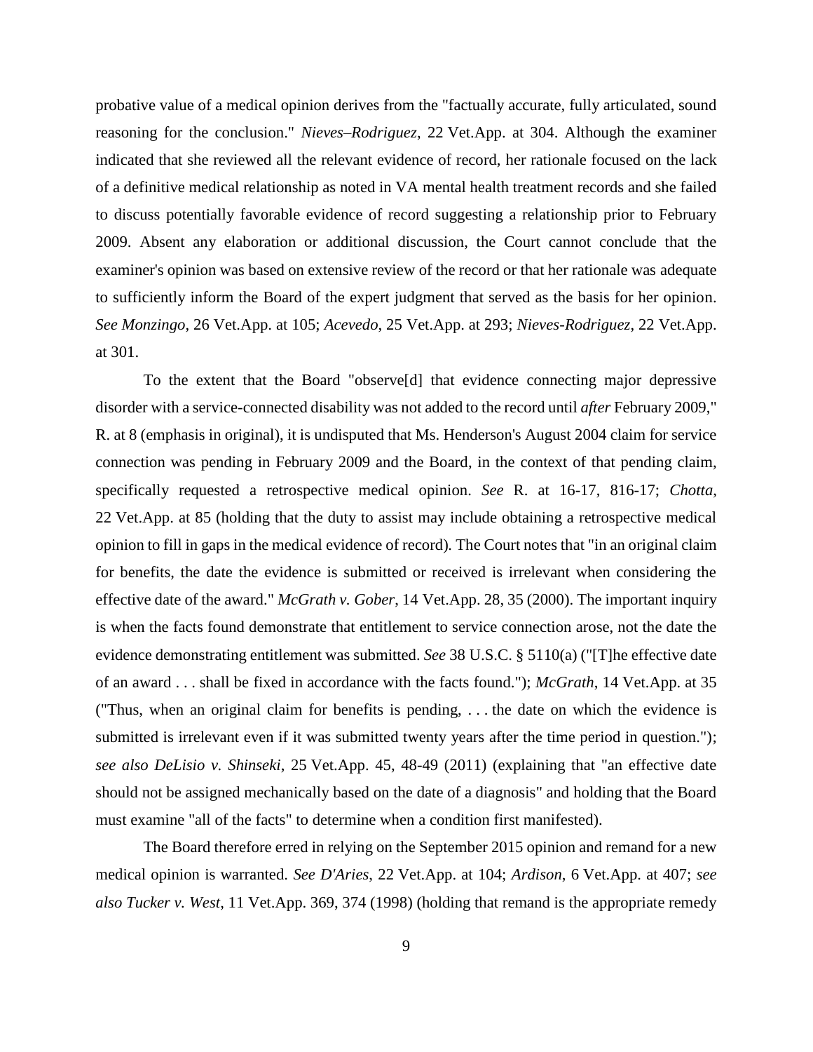probative value of a medical opinion derives from the "factually accurate, fully articulated, sound reasoning for the conclusion." *Nieves–Rodriguez*, 22 Vet.App. at 304. Although the examiner indicated that she reviewed all the relevant evidence of record, her rationale focused on the lack of a definitive medical relationship as noted in VA mental health treatment records and she failed to discuss potentially favorable evidence of record suggesting a relationship prior to February 2009. Absent any elaboration or additional discussion, the Court cannot conclude that the examiner's opinion was based on extensive review of the record or that her rationale was adequate to sufficiently inform the Board of the expert judgment that served as the basis for her opinion. *See Monzingo*, 26 Vet.App. at 105; *Acevedo*, 25 Vet.App. at 293; *Nieves-Rodriguez*, 22 Vet.App. at 301.

To the extent that the Board "observe[d] that evidence connecting major depressive disorder with a service-connected disability was not added to the record until *after* February 2009," R. at 8 (emphasis in original), it is undisputed that Ms. Henderson's August 2004 claim for service connection was pending in February 2009 and the Board, in the context of that pending claim, specifically requested a retrospective medical opinion. *See* R. at 16-17, 816-17; *Chotta*, 22 Vet.App. at 85 (holding that the duty to assist may include obtaining a retrospective medical opinion to fill in gaps in the medical evidence of record). The Court notes that "in an original claim for benefits, the date the evidence is submitted or received is irrelevant when considering the effective date of the award." *McGrath v. Gober*, 14 Vet.App. 28, 35 (2000). The important inquiry is when the facts found demonstrate that entitlement to service connection arose, not the date the evidence demonstrating entitlement was submitted. *See* 38 U.S.C. § 5110(a) ("[T]he effective date of an award . . . shall be fixed in accordance with the facts found."); *McGrath*, 14 Vet.App. at 35 ("Thus, when an original claim for benefits is pending, . . . the date on which the evidence is submitted is irrelevant even if it was submitted twenty years after the time period in question."); *see also DeLisio v. Shinseki*, 25 Vet.App. 45, 48-49 (2011) (explaining that "an effective date should not be assigned mechanically based on the date of a diagnosis" and holding that the Board must examine "all of the facts" to determine when a condition first manifested).

The Board therefore erred in relying on the September 2015 opinion and remand for a new medical opinion is warranted. *See D'Aries*, 22 Vet.App. at 104; *Ardison*, 6 Vet.App. at 407; *see also Tucker v. West*, 11 Vet.App. 369, 374 (1998) (holding that remand is the appropriate remedy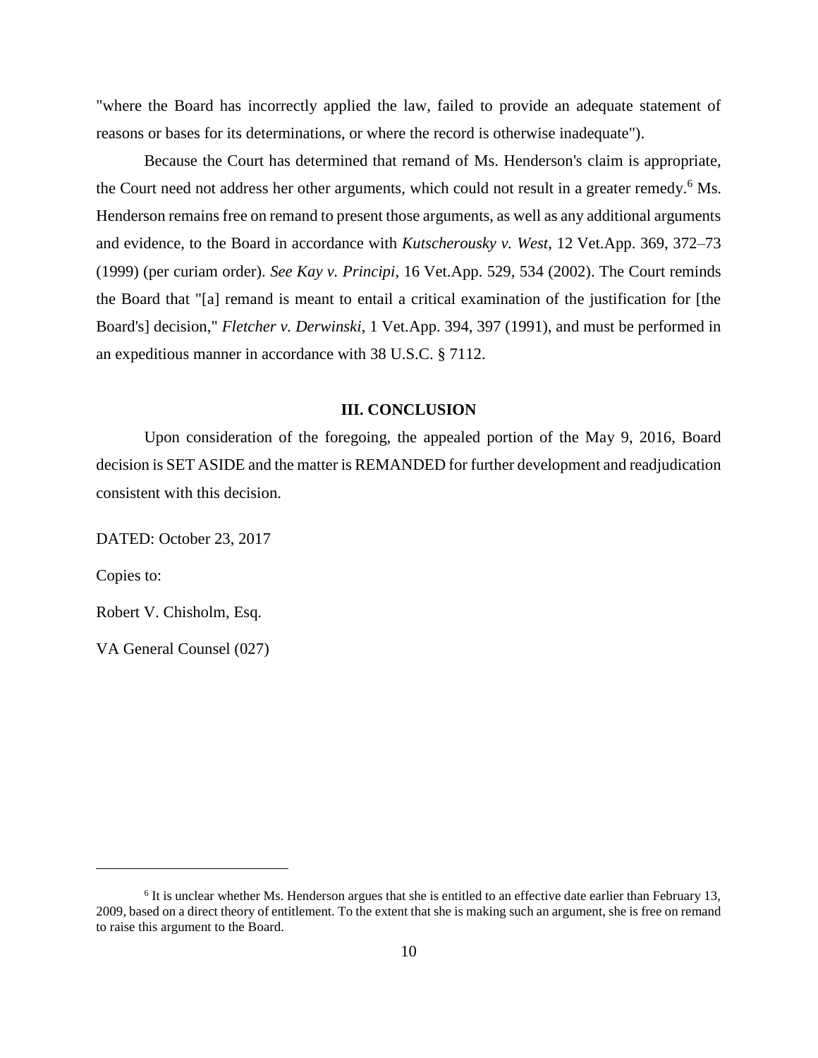"where the Board has incorrectly applied the law, failed to provide an adequate statement of reasons or bases for its determinations, or where the record is otherwise inadequate").

Because the Court has determined that remand of Ms. Henderson's claim is appropriate, the Court need not address her other arguments, which could not result in a greater remedy.[6] Ms. Henderson remains free on remand to present those arguments, as well as any additional arguments and evidence, to the Board in accordance with *Kutscherousky v. West*, 12 Vet.App. 369, 372–73 (1999) (per curiam order). *See Kay v. Principi*, 16 Vet.App. 529, 534 (2002). The Court reminds the Board that "[a] remand is meant to entail a critical examination of the justification for [the Board's] decision," *Fletcher v. Derwinski*, 1 Vet.App. 394, 397 (1991), and must be performed in an expeditious manner in accordance with 38 U.S.C. § 7112.

## III. CONCLUSION

Upon consideration of the foregoing, the appealed portion of the May 9, 2016, Board decision is SET ASIDE and the matter is REMANDED for further development and readjudication consistent with this decision.

DATED: October 23, 2017

Copies to:

Robert V. Chisholm, Esq.

VA General Counsel (027)

---

[6] It is unclear whether Ms. Henderson argues that she is entitled to an effective date earlier than February 13, 2009, based on a direct theory of entitlement. To the extent that she is making such an argument, she is free on remand to raise this argument to the Board.